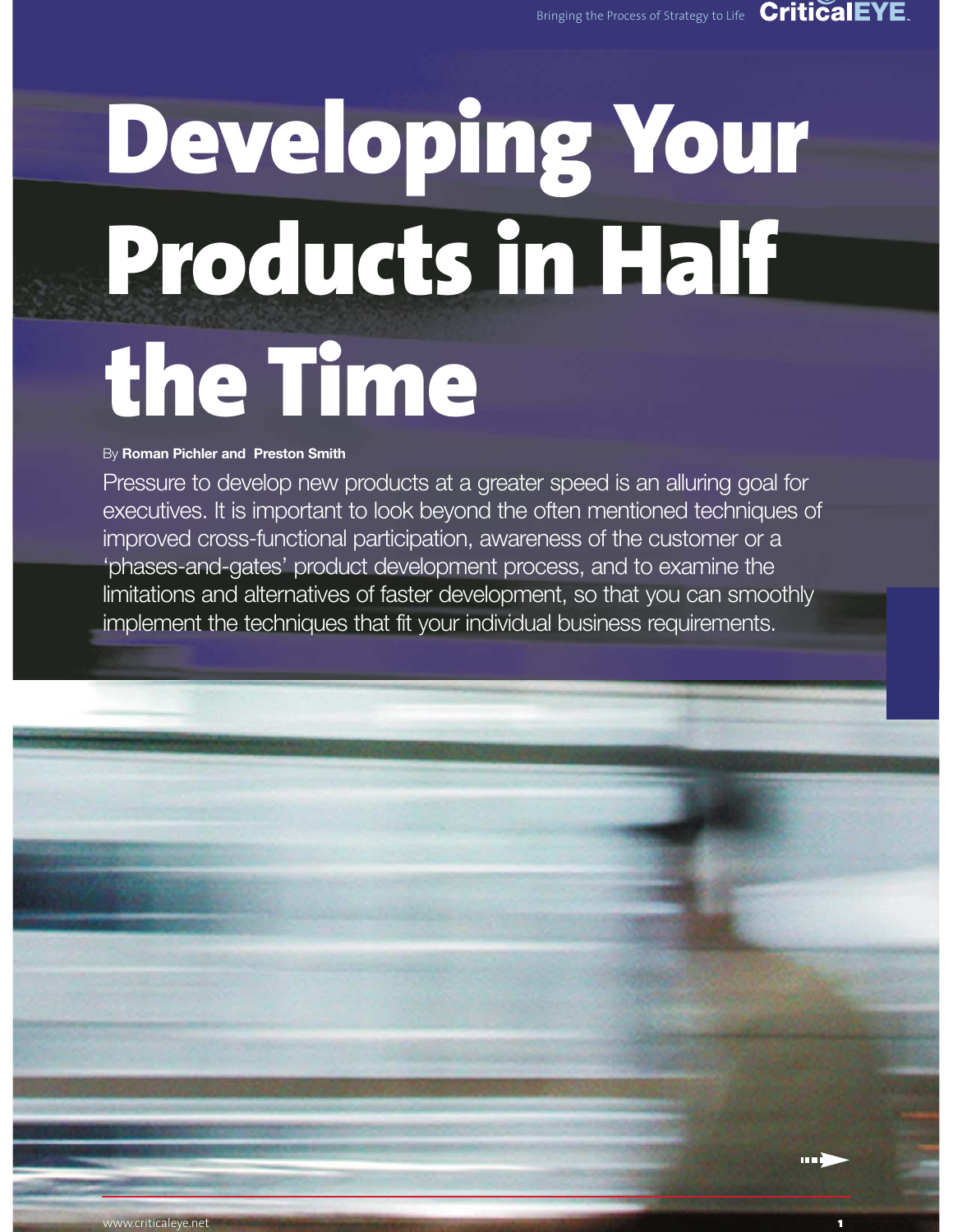# Developing Your Products in Half the Time

By **Roman Pichler and Preston Smith**

Pressure to develop new products at a greater speed is an alluring goal for executives. It is important to look beyond the often mentioned techniques of improved cross-functional participation, awareness of the customer or a 'phases-and-gates' product development process, and to examine the limitations and alternatives of faster development, so that you can smoothly implement the techniques that fit your individual business requirements.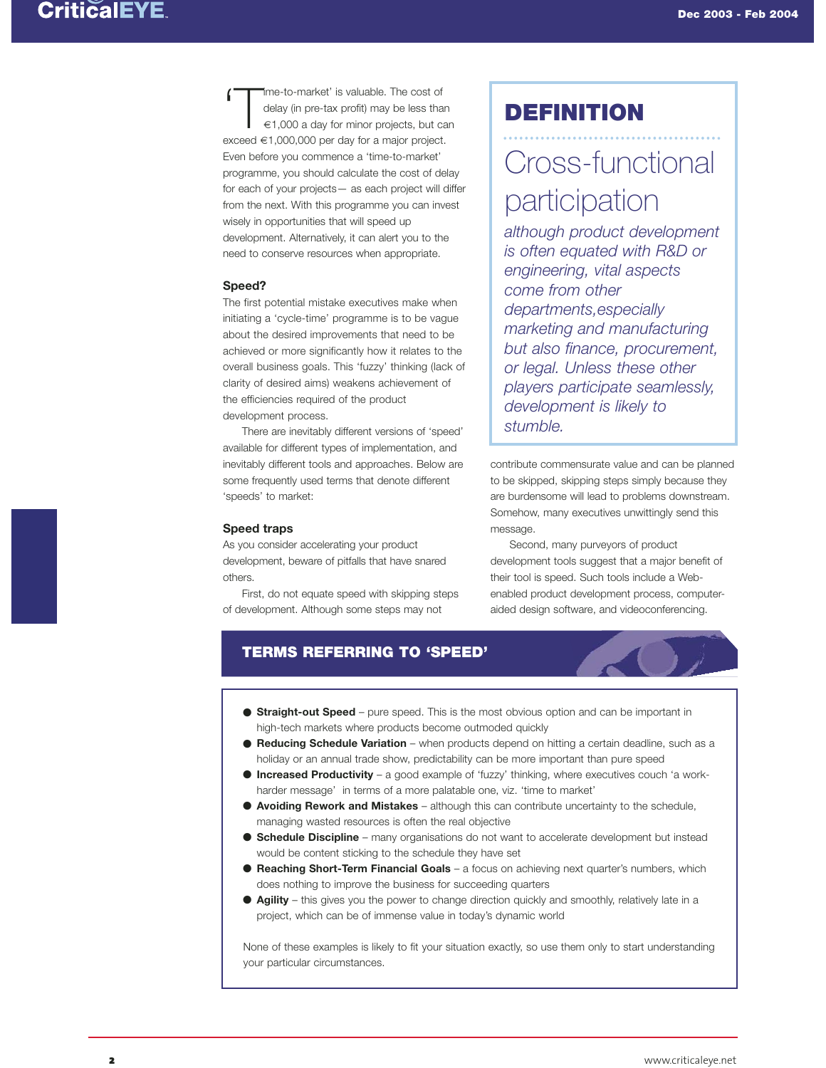'Time-to-market' is valuable. The cost of delay (in pre-tax profit) may be less than €1,000 a day for minor projects, but can exceed €1,000,000 per day for a major project. Even before you commence a 'time-to-market' programme, you should calculate the cost of delay for each of your projects— as each project will differ from the next. With this programme you can invest wisely in opportunities that will speed up development. Alternatively, it can alert you to the need to conserve resources when appropriate.

## DEFINITION

### Cross-functional participation

*although product development is often equated with R&D or engineering, vital aspects come from other departments,especially marketing and manufacturing but also finance, procurement, or legal. Unless these other players participate seamlessly, development is likely to stumble.*

### Speed?

The first potential mistake executives make when initiating a 'cycle-time' programme is to be vague about the desired improvements that need to be achieved or more significantly how it relates to the overall business goals. This 'fuzzy' thinking (lack of clarity of desired aims) weakens achievement of the efficiencies required of the product development process.

There are inevitably different versions of 'speed' available for different types of implementation, and inevitably different tools and approaches. Below are some frequently used terms that denote different 'speeds' to market:

### Speed traps

As you consider accelerating your product development, beware of pitfalls that have snared others.

First, do not equate speed with skipping steps of development. Although some steps may not contribute commensurate value and can be planned to be skipped, skipping steps simply because they are burdensome will lead to problems downstream. Somehow, many executives unwittingly send this message.

Second, many purveyors of product development tools suggest that a major benefit of their tool is speed. Such tools include a Web-enabled product development process, computer-aided design software, and videoconferencing.

## TERMS REFERRING TO 'SPEED'

- **Straight-out Speed** – pure speed. This is the most obvious option and can be important in high-tech markets where products become outmoded quickly
- **Reducing Schedule Variation** – when products depend on hitting a certain deadline, such as a holiday or an annual trade show, predictability can be more important than pure speed
- **Increased Productivity** – a good example of 'fuzzy' thinking, where executives couch 'a work-harder message' in terms of a more palatable one, viz. 'time to market'
- **Avoiding Rework and Mistakes** – although this can contribute uncertainty to the schedule, managing wasted resources is often the real objective
- **Schedule Discipline** – many organisations do not want to accelerate development but instead would be content sticking to the schedule they have set
- **Reaching Short-Term Financial Goals** – a focus on achieving next quarter's numbers, which does nothing to improve the business for succeeding quarters
- **Agility** – this gives you the power to change direction quickly and smoothly, relatively late in a project, which can be of immense value in today's dynamic world

None of these examples is likely to fit your situation exactly, so use them only to start understanding your particular circumstances.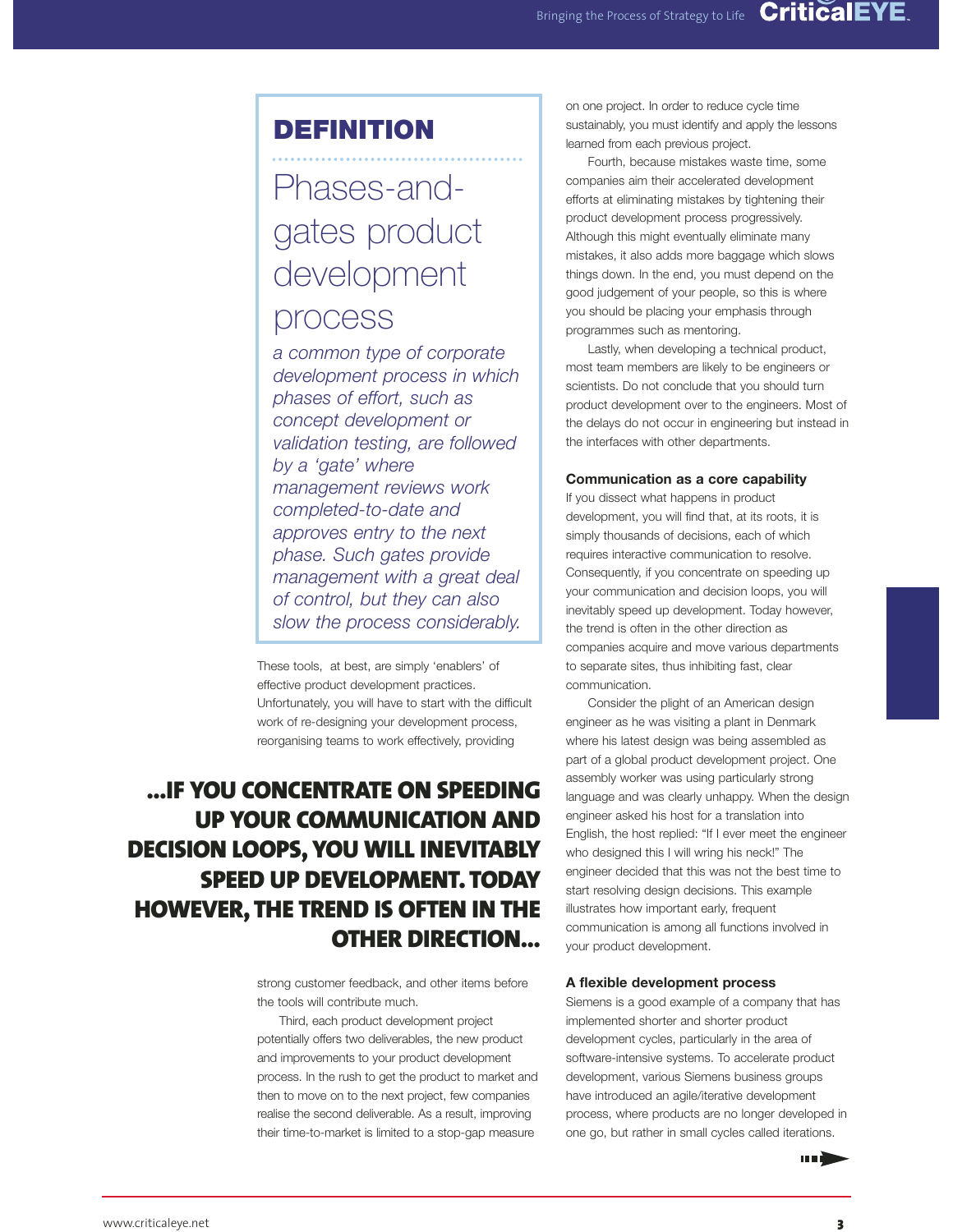## DEFINITION

### Phases-and-gates product development process

*a common type of corporate development process in which phases of effort, such as concept development or validation testing, are followed by a 'gate' where management reviews work completed-to-date and approves entry to the next phase. Such gates provide management with a great deal of control, but they can also slow the process considerably.*

These tools, at best, are simply 'enablers' of effective product development practices. Unfortunately, you will have to start with the difficult work of re-designing your development process, reorganising teams to work effectively, providing strong customer feedback, and other items before the tools will contribute much.

**...IF YOU CONCENTRATE ON SPEEDING UP YOUR COMMUNICATION AND DECISION LOOPS, YOU WILL INEVITABLY SPEED UP DEVELOPMENT. TODAY HOWEVER, THE TREND IS OFTEN IN THE OTHER DIRECTION...**

Third, each product development project potentially offers two deliverables, the new product and improvements to your product development process. In the rush to get the product to market and then to move on to the next project, few companies realise the second deliverable. As a result, improving their time-to-market is limited to a stop-gap measure on one project. In order to reduce cycle time sustainably, you must identify and apply the lessons learned from each previous project.

Fourth, because mistakes waste time, some companies aim their accelerated development efforts at eliminating mistakes by tightening their product development process progressively. Although this might eventually eliminate many mistakes, it also adds more baggage which slows things down. In the end, you must depend on the good judgement of your people, so this is where you should be placing your emphasis through programmes such as mentoring.

Lastly, when developing a technical product, most team members are likely to be engineers or scientists. Do not conclude that you should turn product development over to the engineers. Most of the delays do not occur in engineering but instead in the interfaces with other departments.

### Communication as a core capability

If you dissect what happens in product development, you will find that, at its roots, it is simply thousands of decisions, each of which requires interactive communication to resolve. Consequently, if you concentrate on speeding up your communication and decision loops, you will inevitably speed up development. Today however, the trend is often in the other direction as companies acquire and move various departments to separate sites, thus inhibiting fast, clear communication.

Consider the plight of an American design engineer as he was visiting a plant in Denmark where his latest design was being assembled as part of a global product development project. One assembly worker was using particularly strong language and was clearly unhappy. When the design engineer asked his host for a translation into English, the host replied: "If I ever meet the engineer who designed this I will wring his neck!" The engineer decided that this was not the best time to start resolving design decisions. This example illustrates how important early, frequent communication is among all functions involved in your product development.

### A flexible development process

Siemens is a good example of a company that has implemented shorter and shorter product development cycles, particularly in the area of software-intensive systems. To accelerate product development, various Siemens business groups have introduced an agile/iterative development process, where products are no longer developed in one go, but rather in small cycles called iterations.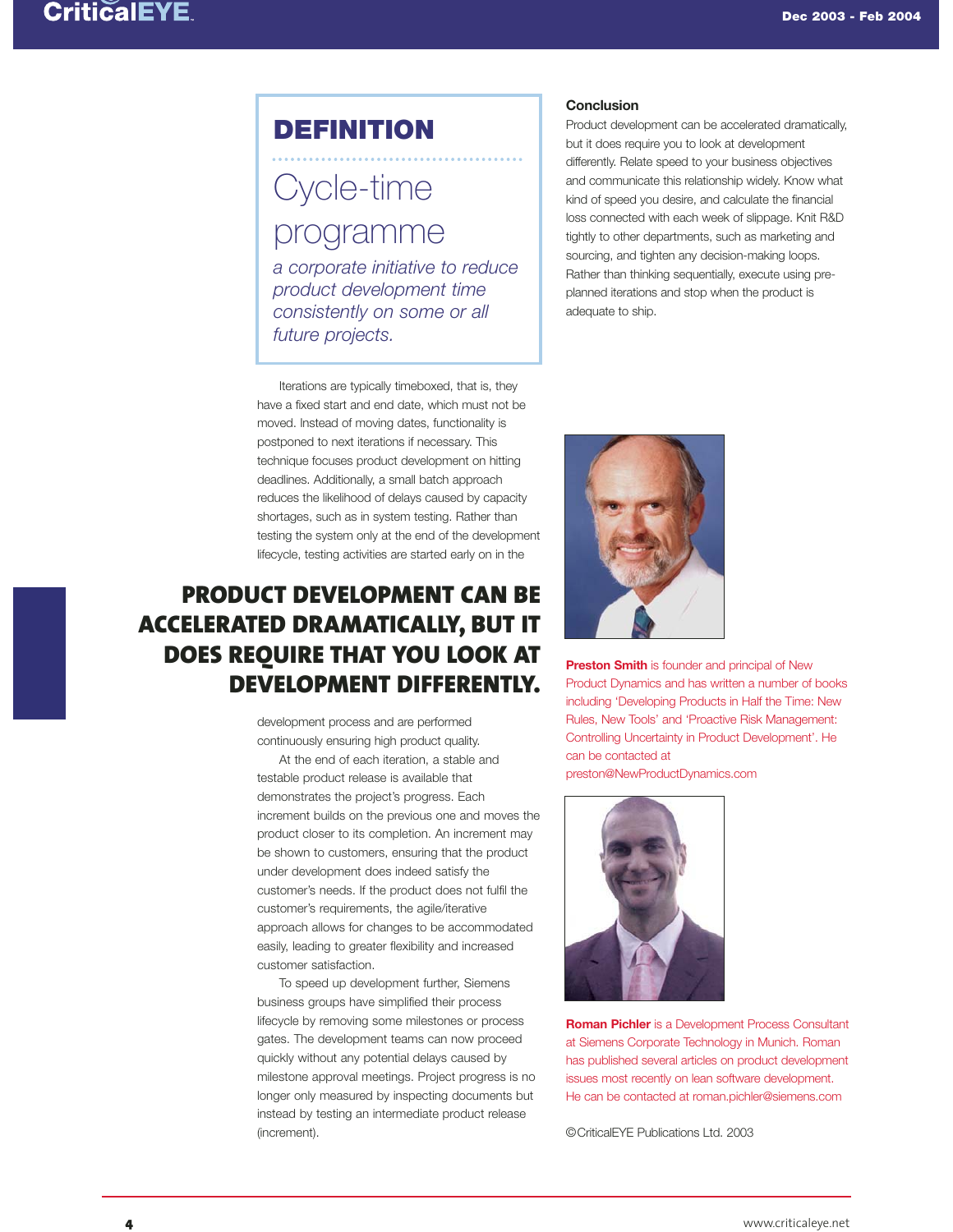## DEFINITION

### Cycle-time programme

*a corporate initiative to reduce product development time consistently on some or all future projects.*

Iterations are typically timeboxed, that is, they have a fixed start and end date, which must not be moved. Instead of moving dates, functionality is postponed to next iterations if necessary. This technique focuses product development on hitting deadlines. Additionally, a small batch approach reduces the likelihood of delays caused by capacity shortages, such as in system testing. Rather than testing the system only at the end of the development lifecycle, testing activities are started early on in the development process and are performed continuously ensuring high product quality.

**PRODUCT DEVELOPMENT CAN BE ACCELERATED DRAMATICALLY, BUT IT DOES REQUIRE THAT YOU LOOK AT DEVELOPMENT DIFFERENTLY.**

At the end of each iteration, a stable and testable product release is available that demonstrates the project's progress. Each increment builds on the previous one and moves the product closer to its completion. An increment may be shown to customers, ensuring that the product under development does indeed satisfy the customer's needs. If the product does not fulfil the customer's requirements, the agile/iterative approach allows for changes to be accommodated easily, leading to greater flexibility and increased customer satisfaction.

To speed up development further, Siemens business groups have simplified their process lifecycle by removing some milestones or process gates. The development teams can now proceed quickly without any potential delays caused by milestone approval meetings. Project progress is no longer only measured by inspecting documents but instead by testing an intermediate product release (increment).

### Conclusion

Product development can be accelerated dramatically, but it does require you to look at development differently. Relate speed to your business objectives and communicate this relationship widely. Know what kind of speed you desire, and calculate the financial loss connected with each week of slippage. Knit R&D tightly to other departments, such as marketing and sourcing, and tighten any decision-making loops. Rather than thinking sequentially, execute using pre-planned iterations and stop when the product is adequate to ship.

**Preston Smith** is founder and principal of New Product Dynamics and has written a number of books including 'Developing Products in Half the Time: New Rules, New Tools' and 'Proactive Risk Management: Controlling Uncertainty in Product Development'. He can be contacted at preston@NewProductDynamics.com

**Roman Pichler** is a Development Process Consultant at Siemens Corporate Technology in Munich. Roman has published several articles on product development issues most recently on lean software development. He can be contacted at roman.pichler@siemens.com

©CriticalEYE Publications Ltd. 2003